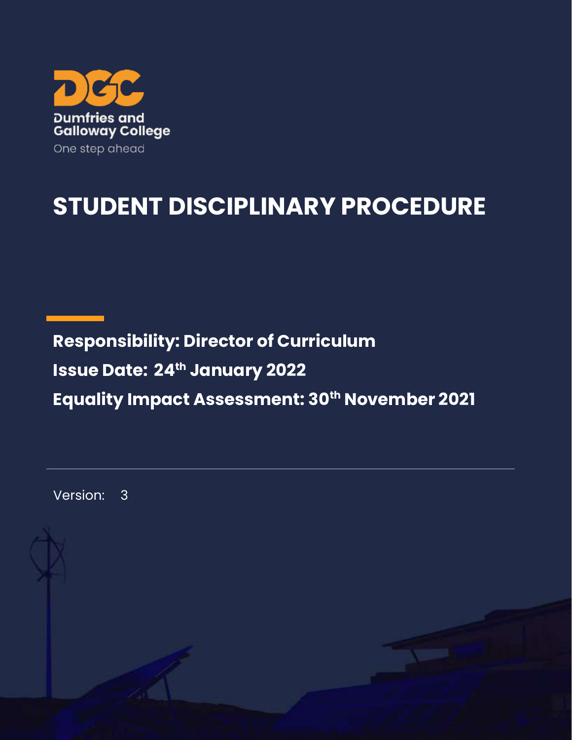Dumfries and Galloway College

One step ahead

# STUDENT DISCIPLINARY PROCEDURE

**Responsibility: Director of Curriculum**

**Issue Date: 24th January 2022**

**Equality Impact Assessment: 30th November 2021**

---

Version: 3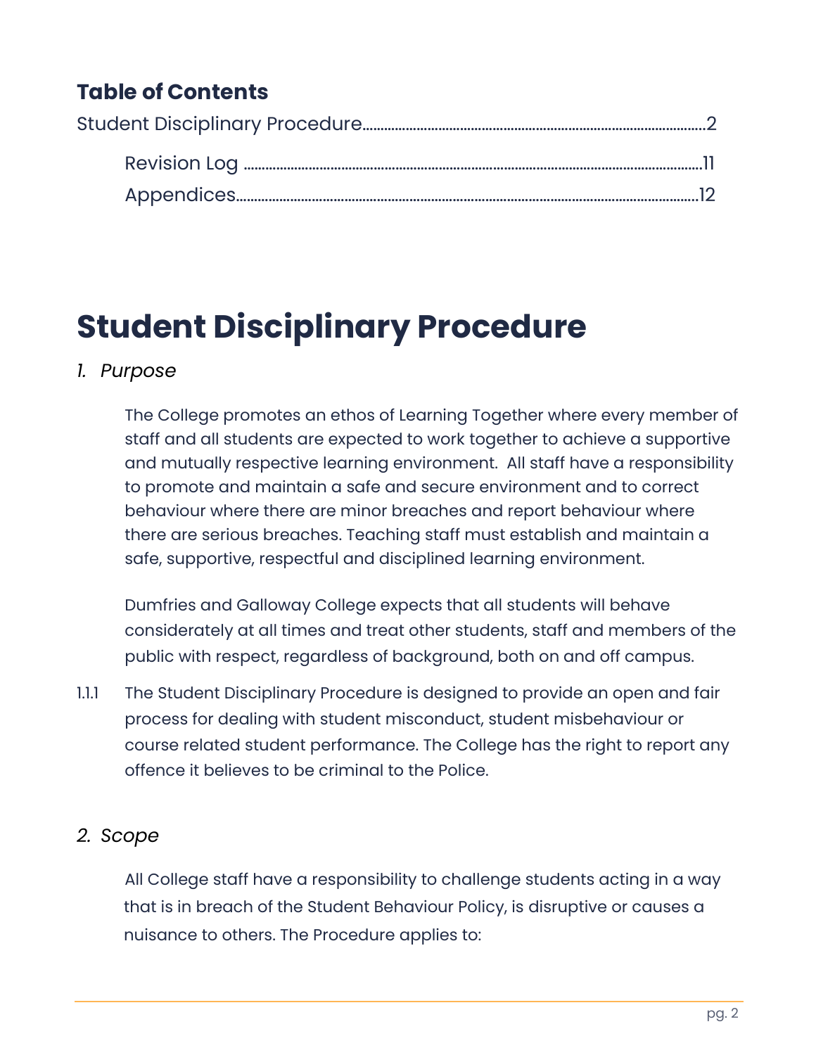## Table of Contents

Student Disciplinary Procedure....2

- Revision Log ....11
- Appendices....12

# Student Disciplinary Procedure

## *1. Purpose*

The College promotes an ethos of Learning Together where every member of staff and all students are expected to work together to achieve a supportive and mutually respective learning environment. All staff have a responsibility to promote and maintain a safe and secure environment and to correct behaviour where there are minor breaches and report behaviour where there are serious breaches. Teaching staff must establish and maintain a safe, supportive, respectful and disciplined learning environment.

Dumfries and Galloway College expects that all students will behave considerately at all times and treat other students, staff and members of the public with respect, regardless of background, both on and off campus.

1.1.1 The Student Disciplinary Procedure is designed to provide an open and fair process for dealing with student misconduct, student misbehaviour or course related student performance. The College has the right to report any offence it believes to be criminal to the Police.

## *2. Scope*

All College staff have a responsibility to challenge students acting in a way that is in breach of the Student Behaviour Policy, is disruptive or causes a nuisance to others. The Procedure applies to: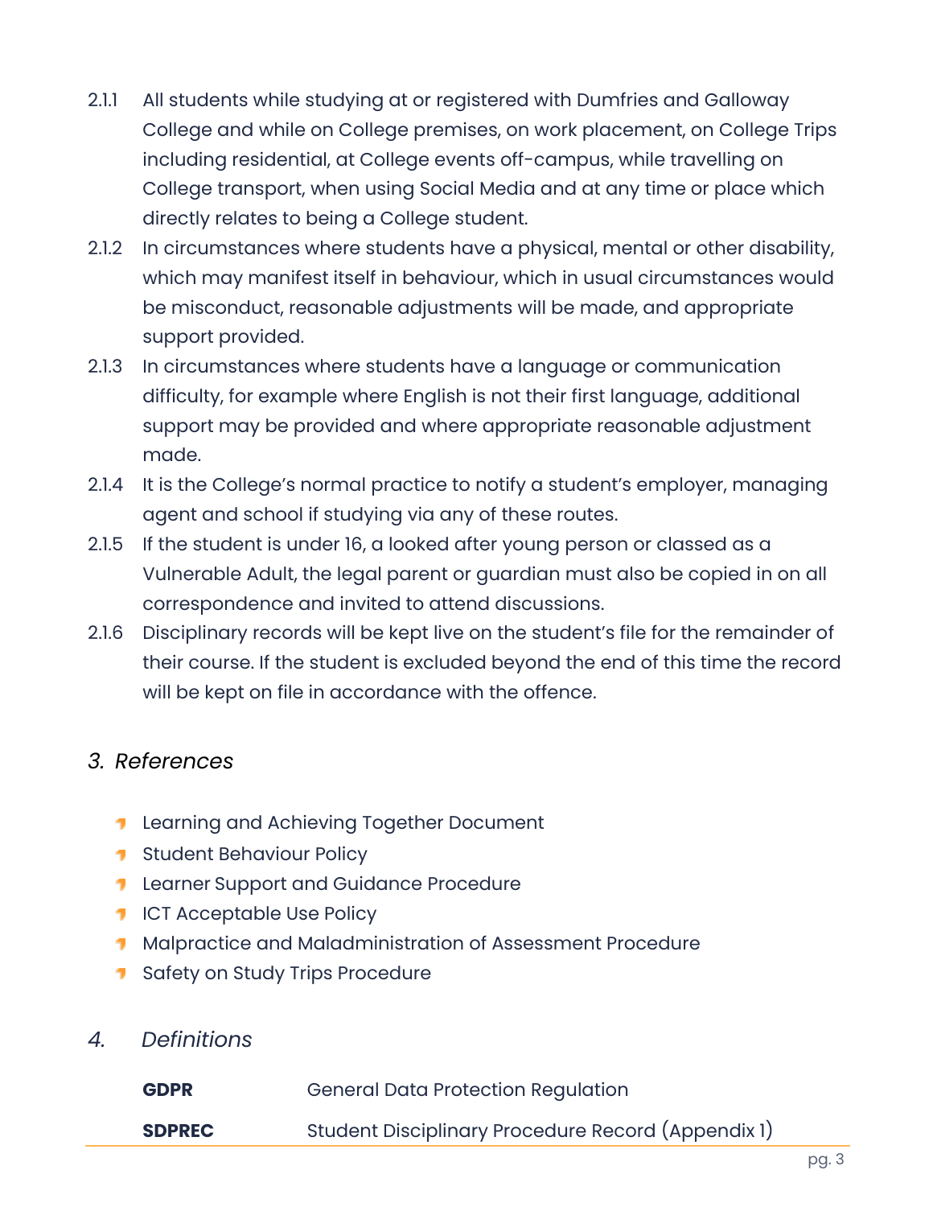2.1.1 All students while studying at or registered with Dumfries and Galloway College and while on College premises, on work placement, on College Trips including residential, at College events off-campus, while travelling on College transport, when using Social Media and at any time or place which directly relates to being a College student.

2.1.2 In circumstances where students have a physical, mental or other disability, which may manifest itself in behaviour, which in usual circumstances would be misconduct, reasonable adjustments will be made, and appropriate support provided.

2.1.3 In circumstances where students have a language or communication difficulty, for example where English is not their first language, additional support may be provided and where appropriate reasonable adjustment made.

2.1.4 It is the College's normal practice to notify a student's employer, managing agent and school if studying via any of these routes.

2.1.5 If the student is under 16, a looked after young person or classed as a Vulnerable Adult, the legal parent or guardian must also be copied in on all correspondence and invited to attend discussions.

2.1.6 Disciplinary records will be kept live on the student's file for the remainder of their course. If the student is excluded beyond the end of this time the record will be kept on file in accordance with the offence.

## *3. References*

- Learning and Achieving Together Document
- Student Behaviour Policy
- Learner Support and Guidance Procedure
- ICT Acceptable Use Policy
- Malpractice and Maladministration of Assessment Procedure
- Safety on Study Trips Procedure

## *4. Definitions*

| | |
|---|---|
| **GDPR** | General Data Protection Regulation |
| **SDPREC** | Student Disciplinary Procedure Record (Appendix 1) |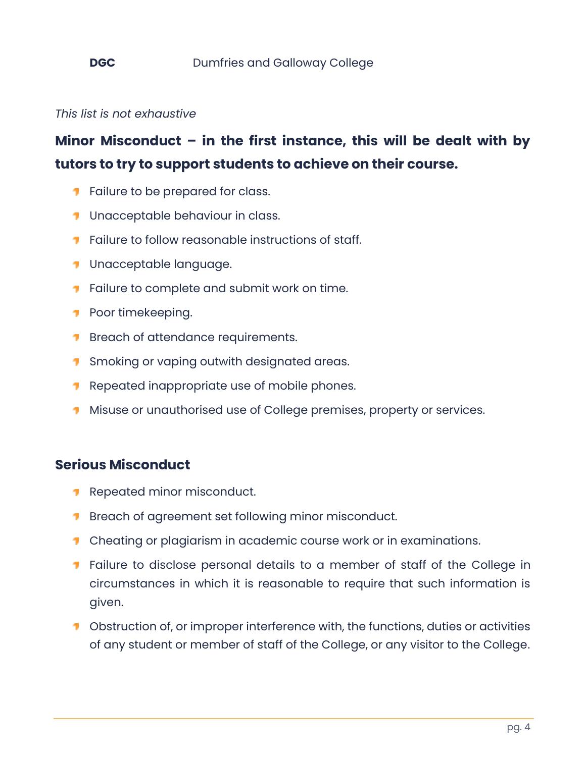*This list is not exhaustive*

**Minor Misconduct – in the first instance, this will be dealt with by tutors to try to support students to achieve on their course.**

- Failure to be prepared for class.
- Unacceptable behaviour in class.
- Failure to follow reasonable instructions of staff.
- Unacceptable language.
- Failure to complete and submit work on time.
- Poor timekeeping.
- Breach of attendance requirements.
- Smoking or vaping outwith designated areas.
- Repeated inappropriate use of mobile phones.
- Misuse or unauthorised use of College premises, property or services.

**Serious Misconduct**

- Repeated minor misconduct.
- Breach of agreement set following minor misconduct.
- Cheating or plagiarism in academic course work or in examinations.
- Failure to disclose personal details to a member of staff of the College in circumstances in which it is reasonable to require that such information is given.
- Obstruction of, or improper interference with, the functions, duties or activities of any student or member of staff of the College, or any visitor to the College.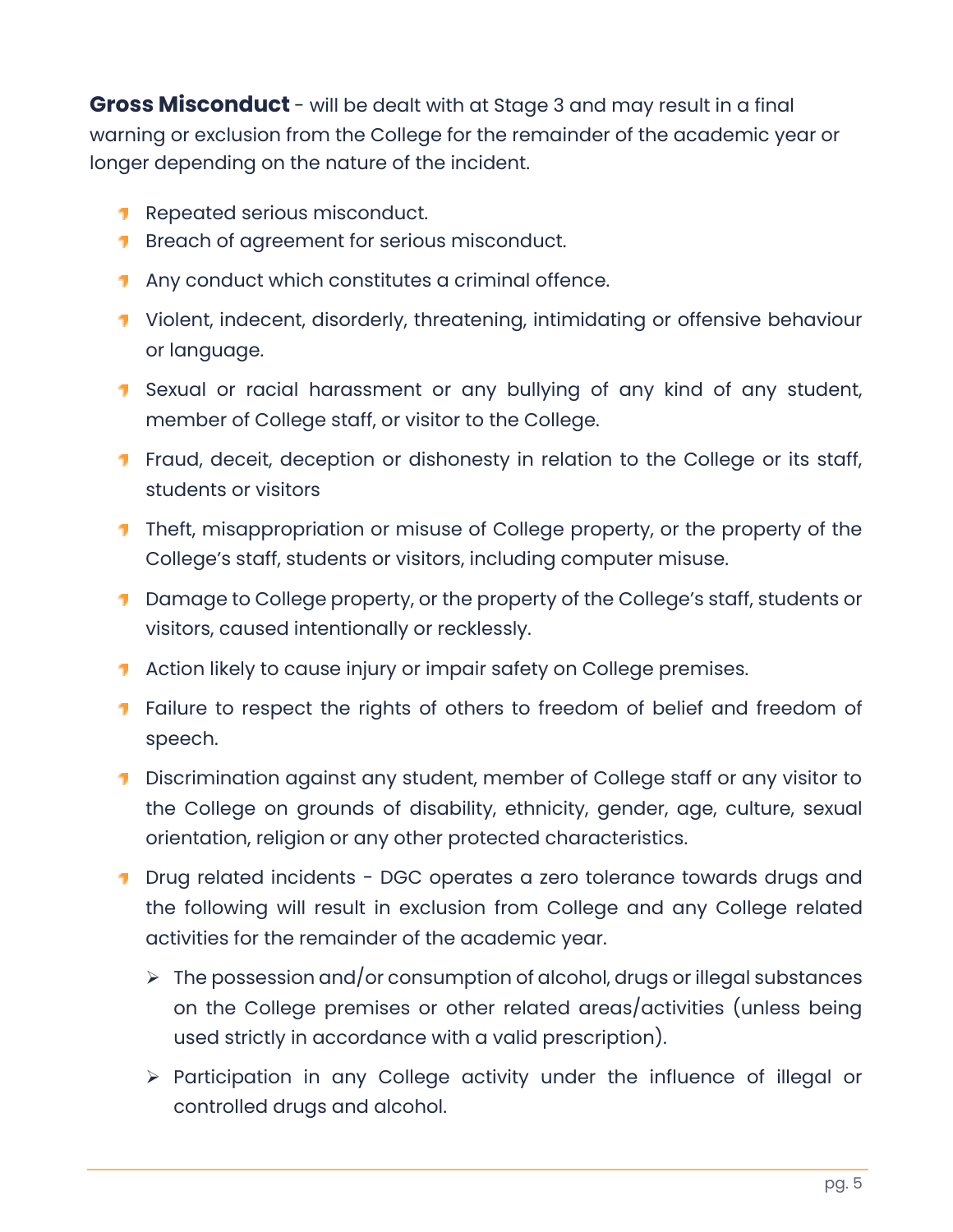**Gross Misconduct** - will be dealt with at Stage 3 and may result in a final warning or exclusion from the College for the remainder of the academic year or longer depending on the nature of the incident.

- Repeated serious misconduct.
- Breach of agreement for serious misconduct.
- Any conduct which constitutes a criminal offence.
- Violent, indecent, disorderly, threatening, intimidating or offensive behaviour or language.
- Sexual or racial harassment or any bullying of any kind of any student, member of College staff, or visitor to the College.
- Fraud, deceit, deception or dishonesty in relation to the College or its staff, students or visitors
- Theft, misappropriation or misuse of College property, or the property of the College's staff, students or visitors, including computer misuse.
- Damage to College property, or the property of the College's staff, students or visitors, caused intentionally or recklessly.
- Action likely to cause injury or impair safety on College premises.
- Failure to respect the rights of others to freedom of belief and freedom of speech.
- Discrimination against any student, member of College staff or any visitor to the College on grounds of disability, ethnicity, gender, age, culture, sexual orientation, religion or any other protected characteristics.
- Drug related incidents - DGC operates a zero tolerance towards drugs and the following will result in exclusion from College and any College related activities for the remainder of the academic year.
  - The possession and/or consumption of alcohol, drugs or illegal substances on the College premises or other related areas/activities (unless being used strictly in accordance with a valid prescription).
  - Participation in any College activity under the influence of illegal or controlled drugs and alcohol.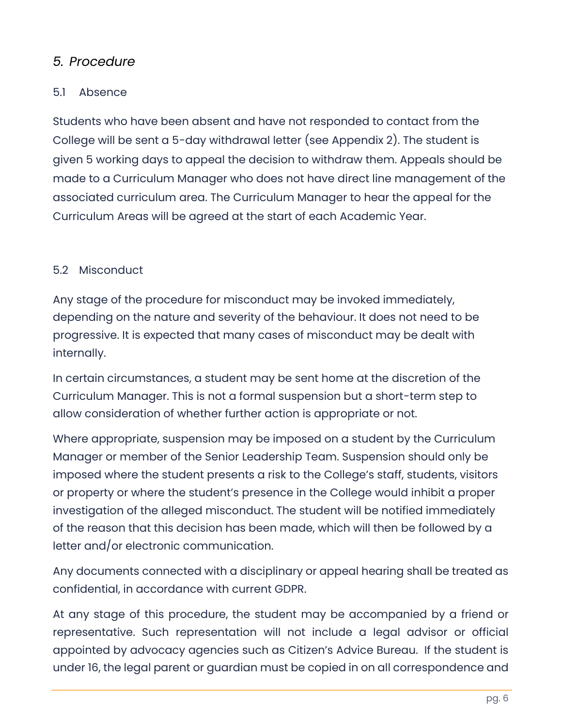## *5. Procedure*

### 5.1 Absence

Students who have been absent and have not responded to contact from the College will be sent a 5-day withdrawal letter (see Appendix 2). The student is given 5 working days to appeal the decision to withdraw them. Appeals should be made to a Curriculum Manager who does not have direct line management of the associated curriculum area. The Curriculum Manager to hear the appeal for the Curriculum Areas will be agreed at the start of each Academic Year.

### 5.2 Misconduct

Any stage of the procedure for misconduct may be invoked immediately, depending on the nature and severity of the behaviour. It does not need to be progressive. It is expected that many cases of misconduct may be dealt with internally.

In certain circumstances, a student may be sent home at the discretion of the Curriculum Manager. This is not a formal suspension but a short-term step to allow consideration of whether further action is appropriate or not.

Where appropriate, suspension may be imposed on a student by the Curriculum Manager or member of the Senior Leadership Team. Suspension should only be imposed where the student presents a risk to the College's staff, students, visitors or property or where the student's presence in the College would inhibit a proper investigation of the alleged misconduct. The student will be notified immediately of the reason that this decision has been made, which will then be followed by a letter and/or electronic communication.

Any documents connected with a disciplinary or appeal hearing shall be treated as confidential, in accordance with current GDPR.

At any stage of this procedure, the student may be accompanied by a friend or representative. Such representation will not include a legal advisor or official appointed by advocacy agencies such as Citizen's Advice Bureau. If the student is under 16, the legal parent or guardian must be copied in on all correspondence and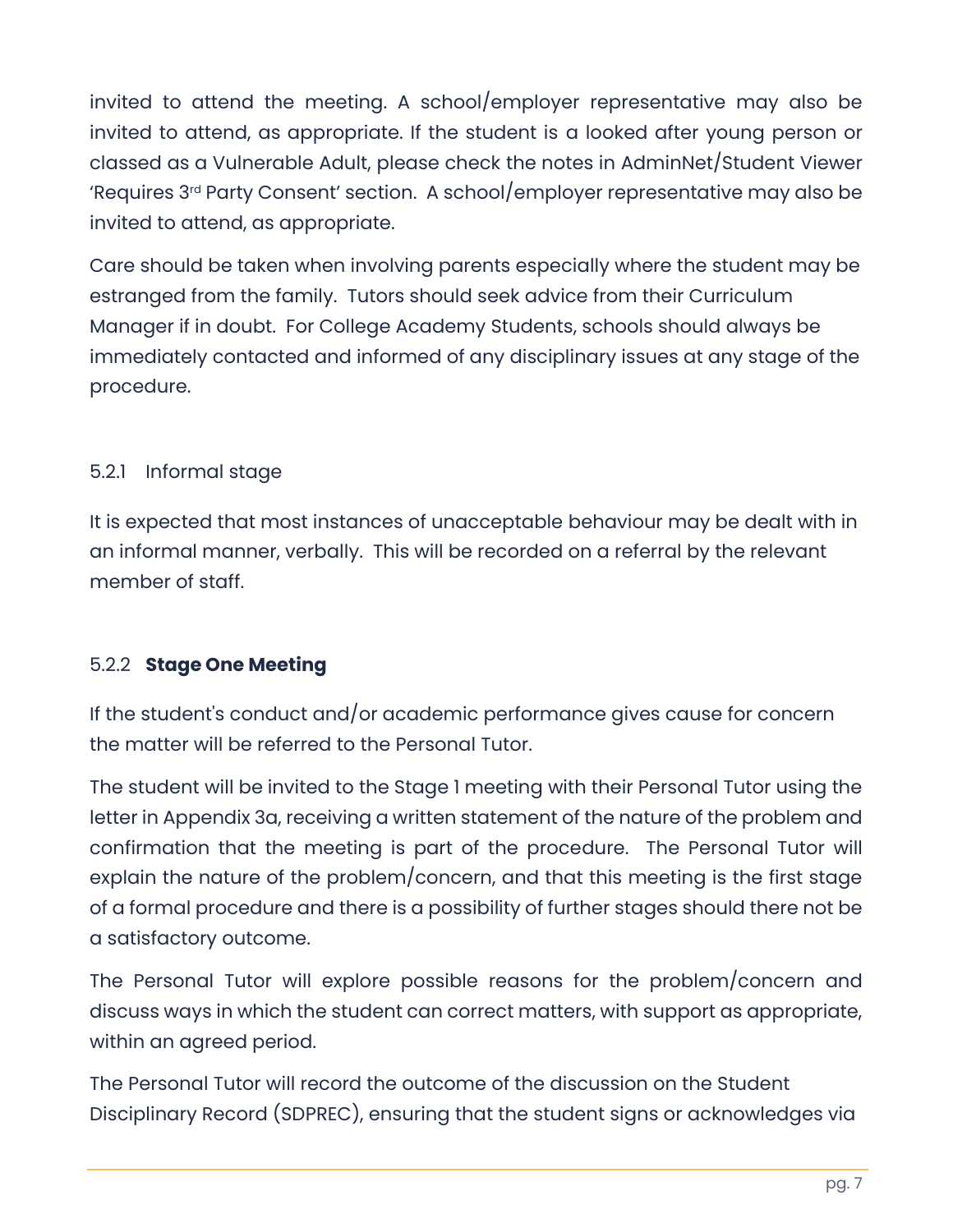invited to attend the meeting. A school/employer representative may also be invited to attend, as appropriate. If the student is a looked after young person or classed as a Vulnerable Adult, please check the notes in AdminNet/Student Viewer 'Requires 3rd Party Consent' section. A school/employer representative may also be invited to attend, as appropriate.

Care should be taken when involving parents especially where the student may be estranged from the family. Tutors should seek advice from their Curriculum Manager if in doubt. For College Academy Students, schools should always be immediately contacted and informed of any disciplinary issues at any stage of the procedure.

### 5.2.1 Informal stage

It is expected that most instances of unacceptable behaviour may be dealt with in an informal manner, verbally. This will be recorded on a referral by the relevant member of staff.

### 5.2.2 **Stage One Meeting**

If the student's conduct and/or academic performance gives cause for concern the matter will be referred to the Personal Tutor.

The student will be invited to the Stage 1 meeting with their Personal Tutor using the letter in Appendix 3a, receiving a written statement of the nature of the problem and confirmation that the meeting is part of the procedure. The Personal Tutor will explain the nature of the problem/concern, and that this meeting is the first stage of a formal procedure and there is a possibility of further stages should there not be a satisfactory outcome.

The Personal Tutor will explore possible reasons for the problem/concern and discuss ways in which the student can correct matters, with support as appropriate, within an agreed period.

The Personal Tutor will record the outcome of the discussion on the Student Disciplinary Record (SDPREC), ensuring that the student signs or acknowledges via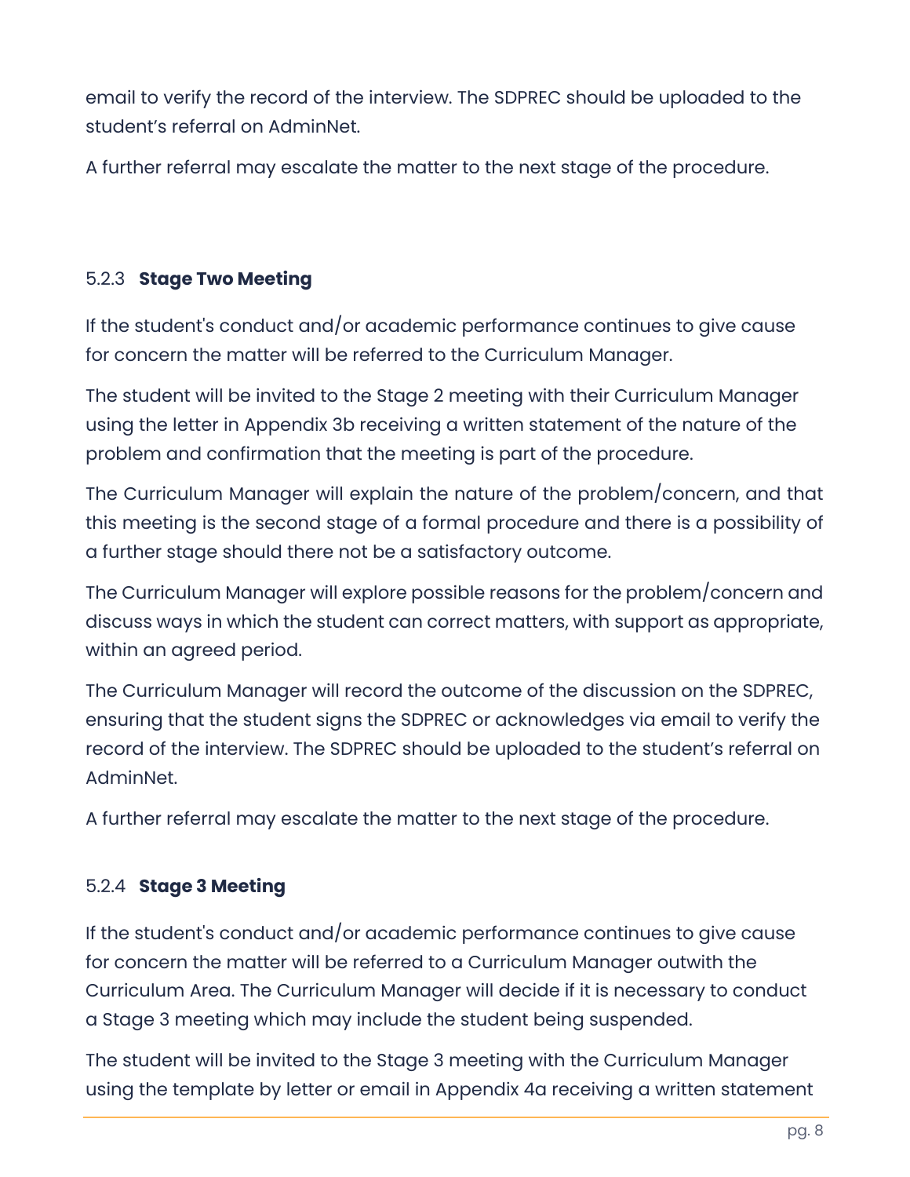email to verify the record of the interview. The SDPREC should be uploaded to the student's referral on AdminNet.

A further referral may escalate the matter to the next stage of the procedure.

#### 5.2.3 **Stage Two Meeting**

If the student's conduct and/or academic performance continues to give cause for concern the matter will be referred to the Curriculum Manager.

The student will be invited to the Stage 2 meeting with their Curriculum Manager using the letter in Appendix 3b receiving a written statement of the nature of the problem and confirmation that the meeting is part of the procedure.

The Curriculum Manager will explain the nature of the problem/concern, and that this meeting is the second stage of a formal procedure and there is a possibility of a further stage should there not be a satisfactory outcome.

The Curriculum Manager will explore possible reasons for the problem/concern and discuss ways in which the student can correct matters, with support as appropriate, within an agreed period.

The Curriculum Manager will record the outcome of the discussion on the SDPREC, ensuring that the student signs the SDPREC or acknowledges via email to verify the record of the interview. The SDPREC should be uploaded to the student's referral on AdminNet.

A further referral may escalate the matter to the next stage of the procedure.

#### 5.2.4 **Stage 3 Meeting**

If the student's conduct and/or academic performance continues to give cause for concern the matter will be referred to a Curriculum Manager outwith the Curriculum Area. The Curriculum Manager will decide if it is necessary to conduct a Stage 3 meeting which may include the student being suspended.

The student will be invited to the Stage 3 meeting with the Curriculum Manager using the template by letter or email in Appendix 4a receiving a written statement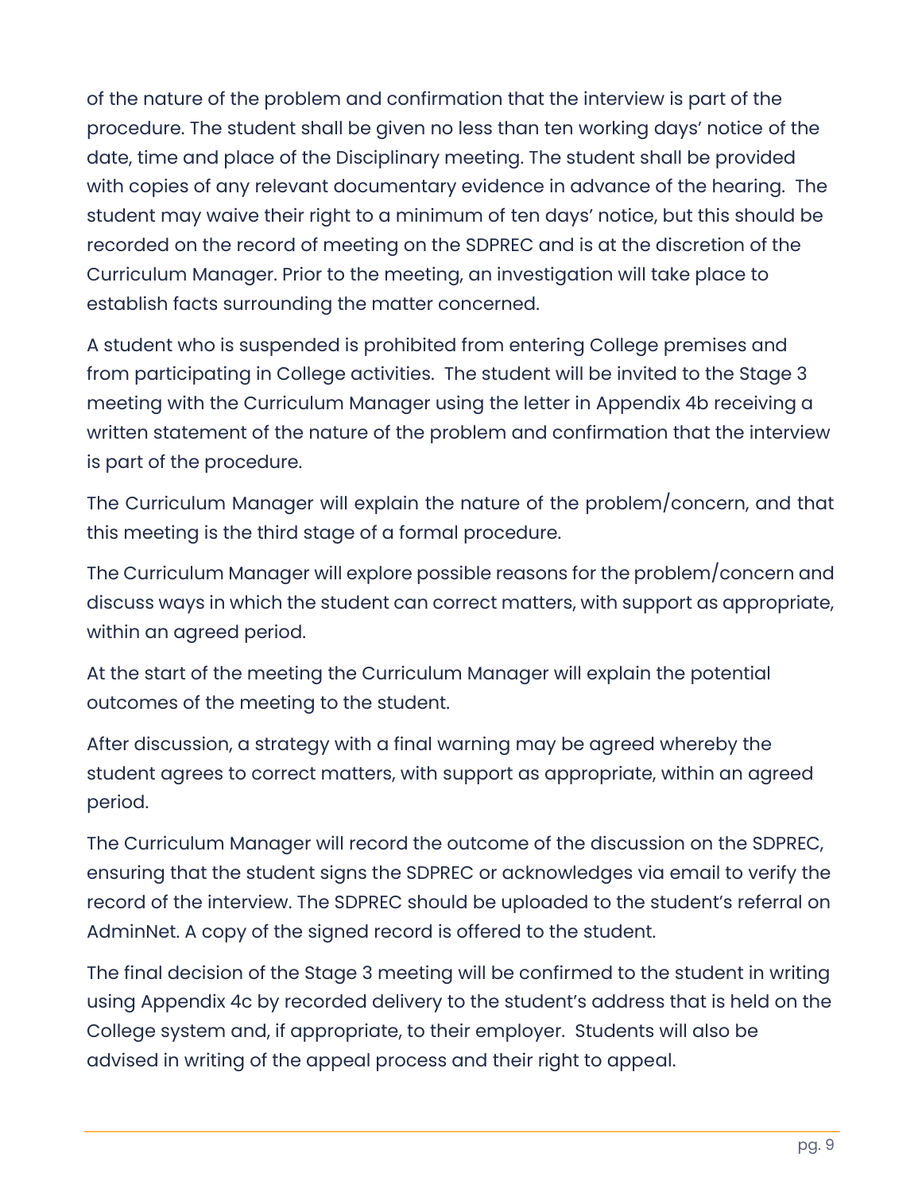of the nature of the problem and confirmation that the interview is part of the procedure. The student shall be given no less than ten working days' notice of the date, time and place of the Disciplinary meeting. The student shall be provided with copies of any relevant documentary evidence in advance of the hearing. The student may waive their right to a minimum of ten days' notice, but this should be recorded on the record of meeting on the SDPREC and is at the discretion of the Curriculum Manager. Prior to the meeting, an investigation will take place to establish facts surrounding the matter concerned.

A student who is suspended is prohibited from entering College premises and from participating in College activities. The student will be invited to the Stage 3 meeting with the Curriculum Manager using the letter in Appendix 4b receiving a written statement of the nature of the problem and confirmation that the interview is part of the procedure.

The Curriculum Manager will explain the nature of the problem/concern, and that this meeting is the third stage of a formal procedure.

The Curriculum Manager will explore possible reasons for the problem/concern and discuss ways in which the student can correct matters, with support as appropriate, within an agreed period.

At the start of the meeting the Curriculum Manager will explain the potential outcomes of the meeting to the student.

After discussion, a strategy with a final warning may be agreed whereby the student agrees to correct matters, with support as appropriate, within an agreed period.

The Curriculum Manager will record the outcome of the discussion on the SDPREC, ensuring that the student signs the SDPREC or acknowledges via email to verify the record of the interview. The SDPREC should be uploaded to the student's referral on AdminNet. A copy of the signed record is offered to the student.

The final decision of the Stage 3 meeting will be confirmed to the student in writing using Appendix 4c by recorded delivery to the student's address that is held on the College system and, if appropriate, to their employer. Students will also be advised in writing of the appeal process and their right to appeal.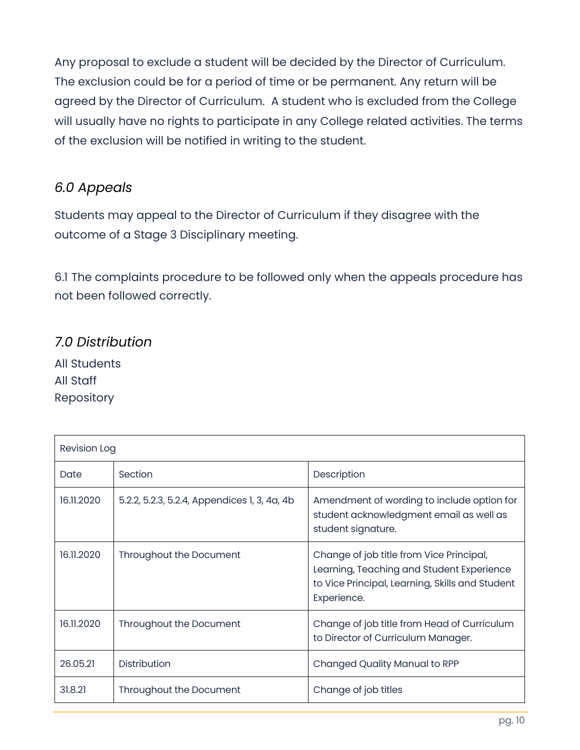Any proposal to exclude a student will be decided by the Director of Curriculum. The exclusion could be for a period of time or be permanent. Any return will be agreed by the Director of Curriculum. A student who is excluded from the College will usually have no rights to participate in any College related activities. The terms of the exclusion will be notified in writing to the student.

## *6.0 Appeals*

Students may appeal to the Director of Curriculum if they disagree with the outcome of a Stage 3 Disciplinary meeting.

6.1 The complaints procedure to be followed only when the appeals procedure has not been followed correctly.

## *7.0 Distribution*

All Students
All Staff
Repository

| Revision Log | | |
|---|---|---|
| Date | Section | Description |
| 16.11.2020 | 5.2.2, 5.2.3, 5.2.4, Appendices 1, 3, 4a, 4b | Amendment of wording to include option for student acknowledgment email as well as student signature. |
| 16.11.2020 | Throughout the Document | Change of job title from Vice Principal, Learning, Teaching and Student Experience to Vice Principal, Learning, Skills and Student Experience. |
| 16.11.2020 | Throughout the Document | Change of job title from Head of Curriculum to Director of Curriculum Manager. |
| 26.05.21 | Distribution | Changed Quality Manual to RPP |
| 31.8.21 | Throughout the Document | Change of job titles |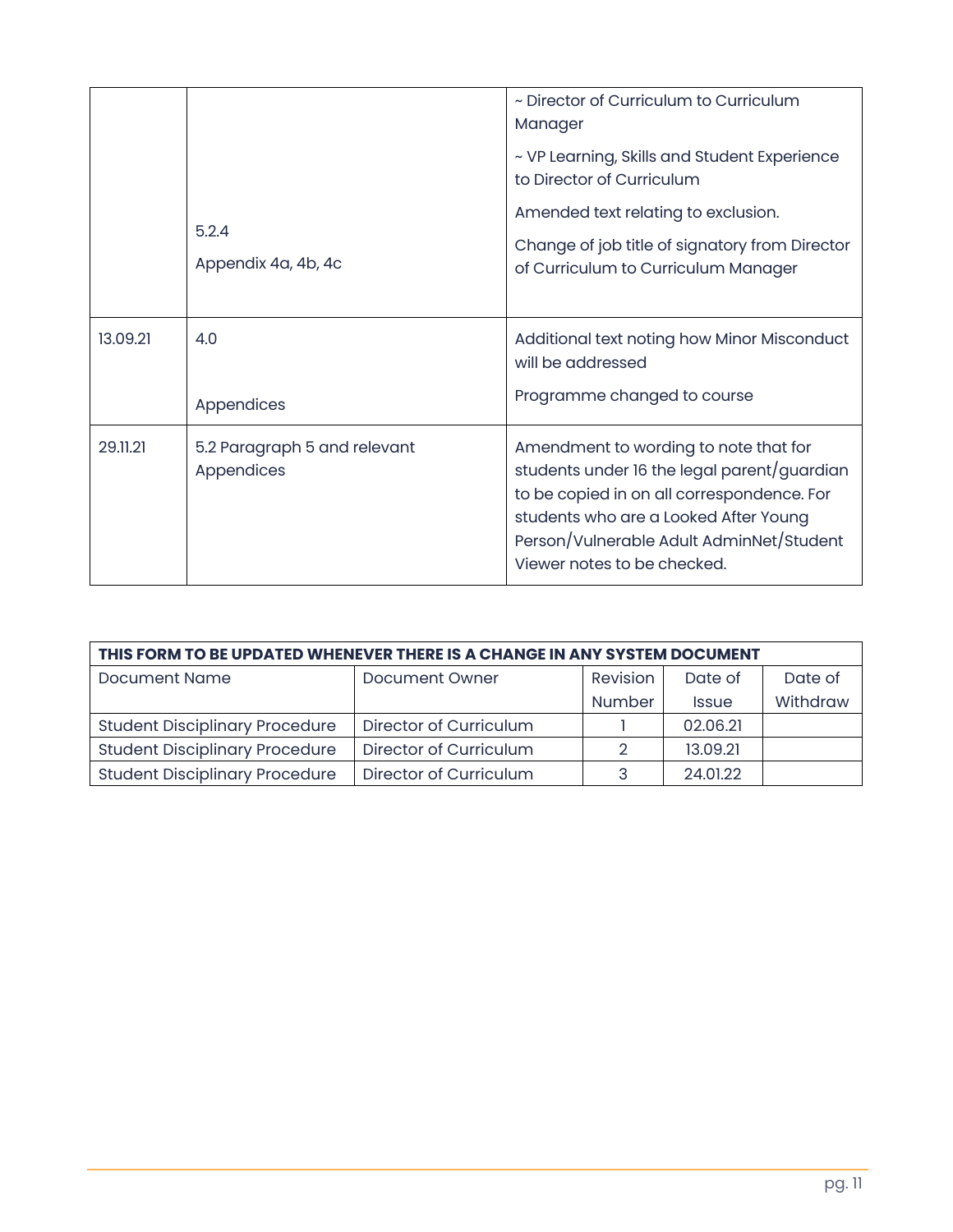| | | |
|---|---|---|
| | 5.2.4<br><br>Appendix 4a, 4b, 4c | ~ Director of Curriculum to Curriculum Manager<br><br>~ VP Learning, Skills and Student Experience to Director of Curriculum<br><br>Amended text relating to exclusion.<br><br>Change of job title of signatory from Director of Curriculum to Curriculum Manager |
| 13.09.21 | 4.0<br><br>Appendices | Additional text noting how Minor Misconduct will be addressed<br><br>Programme changed to course |
| 29.11.21 | 5.2 Paragraph 5 and relevant Appendices | Amendment to wording to note that for students under 16 the legal parent/guardian to be copied in on all correspondence. For students who are a Looked After Young Person/Vulnerable Adult AdminNet/Student Viewer notes to be checked. |

| **THIS FORM TO BE UPDATED WHENEVER THERE IS A CHANGE IN ANY SYSTEM DOCUMENT** | | | | |
|---|---|---|---|---|
| Document Name | Document Owner | Revision Number | Date of Issue | Date of Withdraw |
| Student Disciplinary Procedure | Director of Curriculum | 1 | 02.06.21 | |
| Student Disciplinary Procedure | Director of Curriculum | 2 | 13.09.21 | |
| Student Disciplinary Procedure | Director of Curriculum | 3 | 24.01.22 | |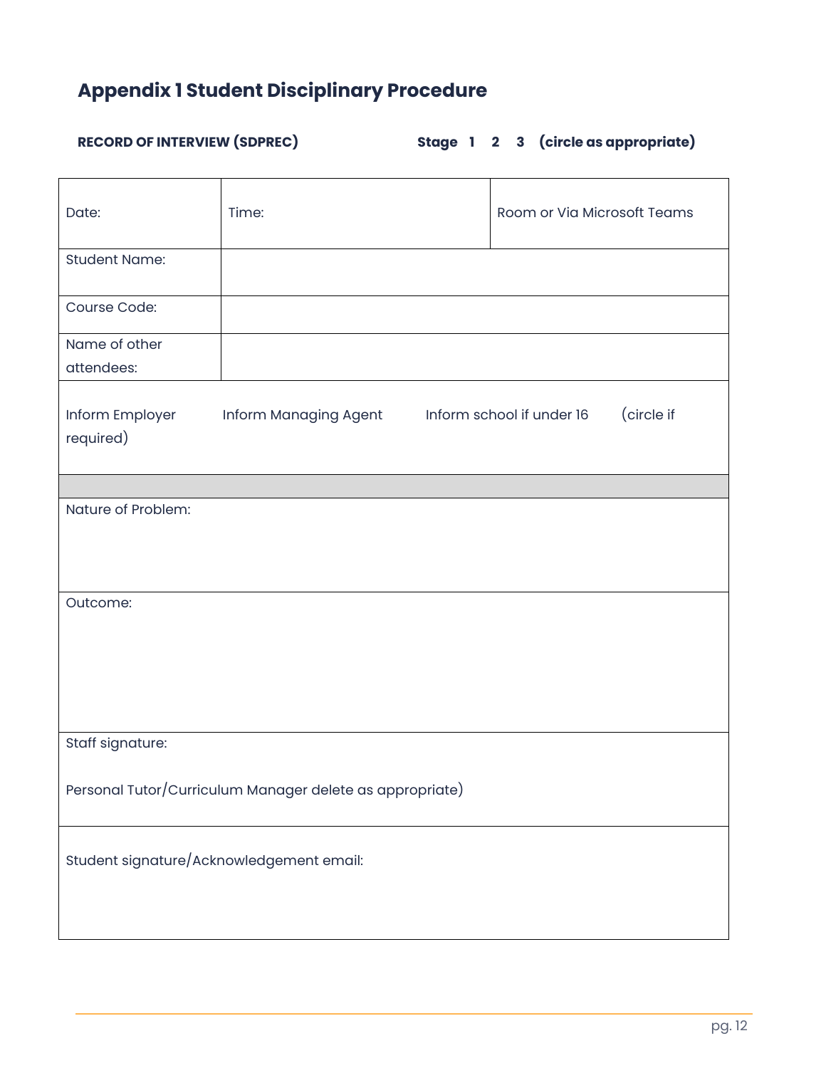## Appendix 1 Student Disciplinary Procedure

**RECORD OF INTERVIEW (SDPREC)** **Stage 1 2 3 (circle as appropriate)**

| Date: | Time: | Room or Via Microsoft Teams |
|---|---|---|
| Student Name: | | |
| Course Code: | | |
| Name of other attendees: | | |
| Inform Employer Inform Managing Agent Inform school if under 16 (circle if required) | | |
| | | |
| Nature of Problem: | | |
| Outcome: | | |
| Staff signature:<br><br>Personal Tutor/Curriculum Manager delete as appropriate) | | |
| Student signature/Acknowledgement email: | | |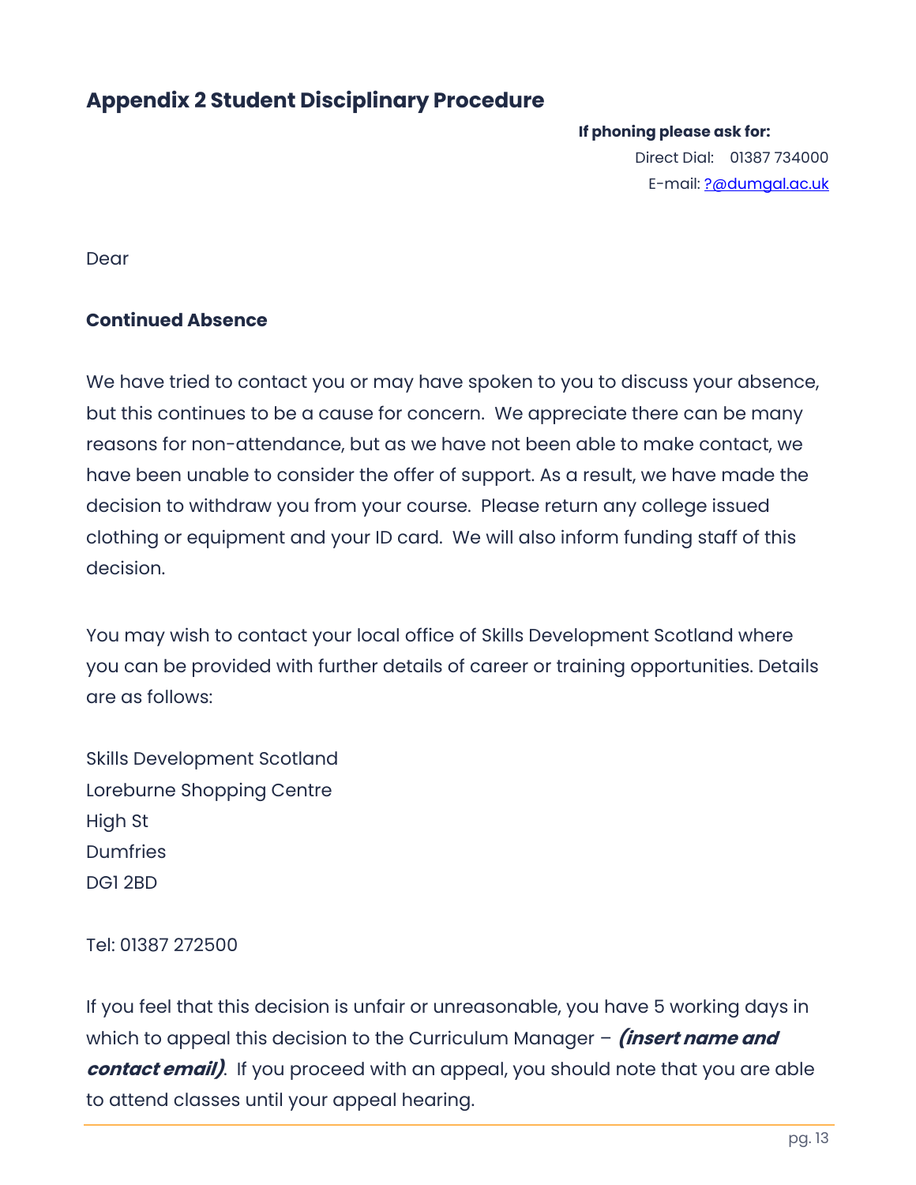## Appendix 2 Student Disciplinary Procedure

**If phoning please ask for:**
Direct Dial: 01387 734000
E-mail: ?@dumgal.ac.uk

Dear

**Continued Absence**

We have tried to contact you or may have spoken to you to discuss your absence, but this continues to be a cause for concern. We appreciate there can be many reasons for non-attendance, but as we have not been able to make contact, we have been unable to consider the offer of support. As a result, we have made the decision to withdraw you from your course. Please return any college issued clothing or equipment and your ID card. We will also inform funding staff of this decision.

You may wish to contact your local office of Skills Development Scotland where you can be provided with further details of career or training opportunities. Details are as follows:

Skills Development Scotland
Loreburne Shopping Centre
High St
Dumfries
DG1 2BD

Tel: 01387 272500

If you feel that this decision is unfair or unreasonable, you have 5 working days in which to appeal this decision to the Curriculum Manager – ***(insert name and contact email)***. If you proceed with an appeal, you should note that you are able to attend classes until your appeal hearing.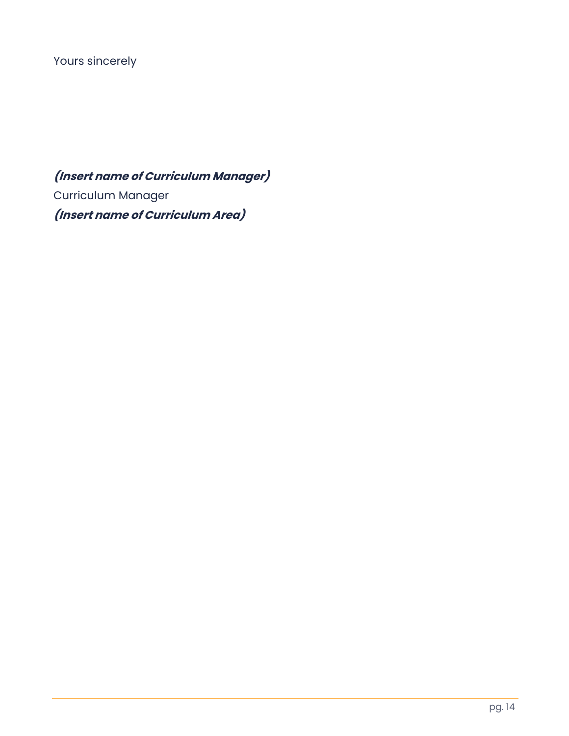Yours sincerely

***(Insert name of Curriculum Manager)***
Curriculum Manager
***(Insert name of Curriculum Area)***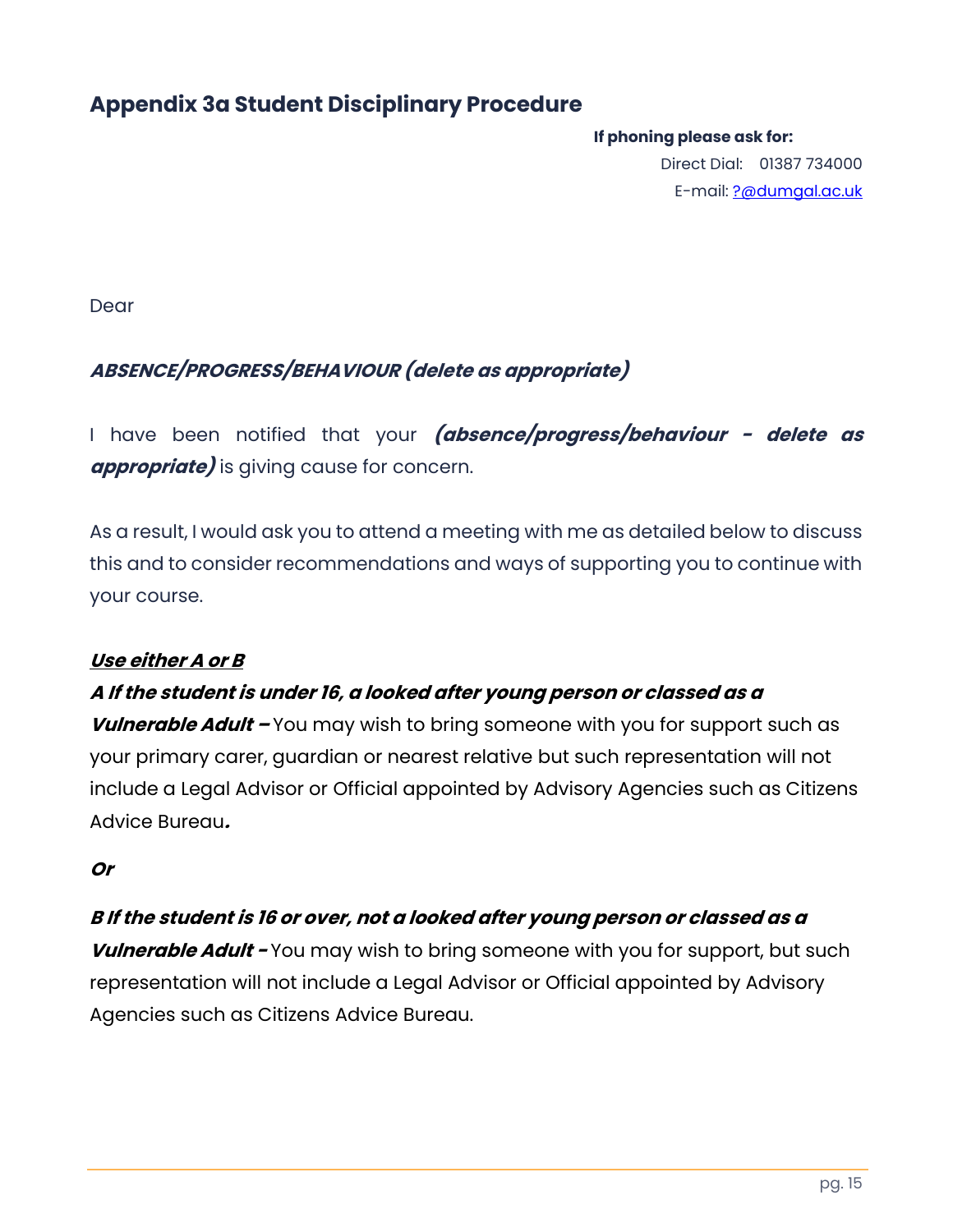## Appendix 3a Student Disciplinary Procedure

**If phoning please ask for:**

Direct Dial: 01387 734000

E-mail: ?@dumgal.ac.uk

Dear

***ABSENCE/PROGRESS/BEHAVIOUR (delete as appropriate)***

I have been notified that your ***(absence/progress/behaviour - delete as appropriate)*** is giving cause for concern.

As a result, I would ask you to attend a meeting with me as detailed below to discuss this and to consider recommendations and ways of supporting you to continue with your course.

***Use either A or B***

***A If the student is under 16, a looked after young person or classed as a Vulnerable Adult –*** You may wish to bring someone with you for support such as your primary carer, guardian or nearest relative but such representation will not include a Legal Advisor or Official appointed by Advisory Agencies such as Citizens Advice Bureau***.***

***Or***

***B If the student is 16 or over, not a looked after young person or classed as a Vulnerable Adult -*** You may wish to bring someone with you for support, but such representation will not include a Legal Advisor or Official appointed by Advisory Agencies such as Citizens Advice Bureau.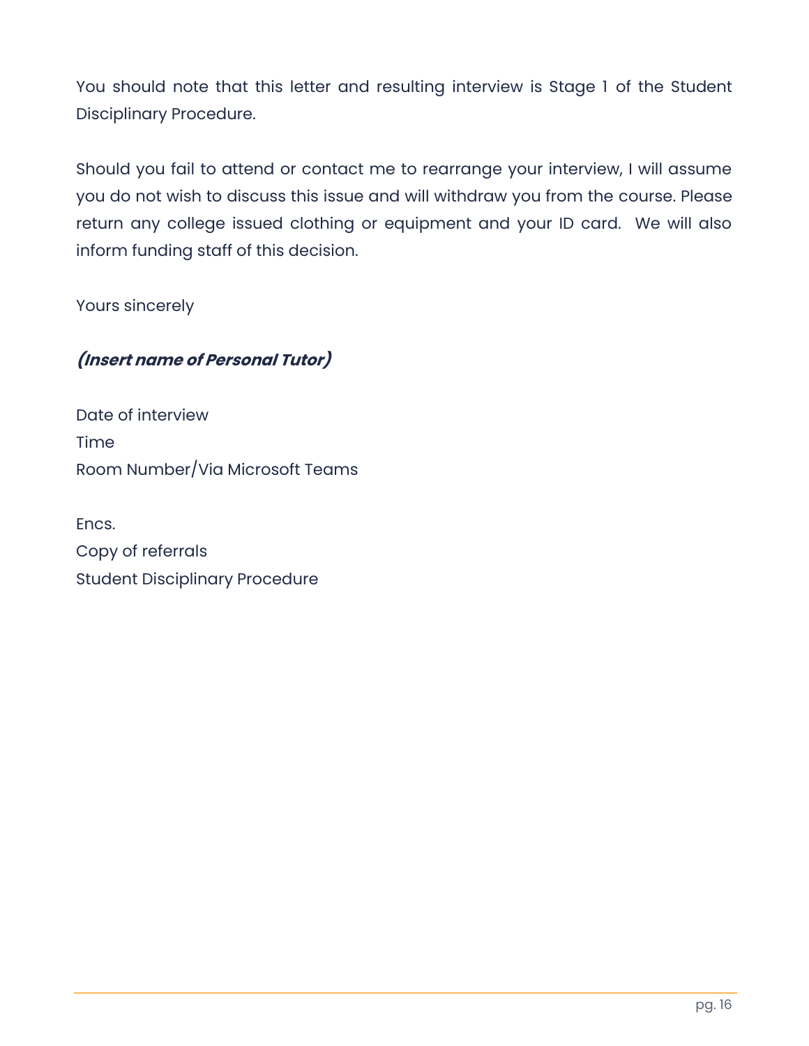You should note that this letter and resulting interview is Stage 1 of the Student Disciplinary Procedure.

Should you fail to attend or contact me to rearrange your interview, I will assume you do not wish to discuss this issue and will withdraw you from the course. Please return any college issued clothing or equipment and your ID card.  We will also inform funding staff of this decision.

Yours sincerely

***(Insert name of Personal Tutor)***

Date of interview
Time
Room Number/Via Microsoft Teams

Encs.
Copy of referrals
Student Disciplinary Procedure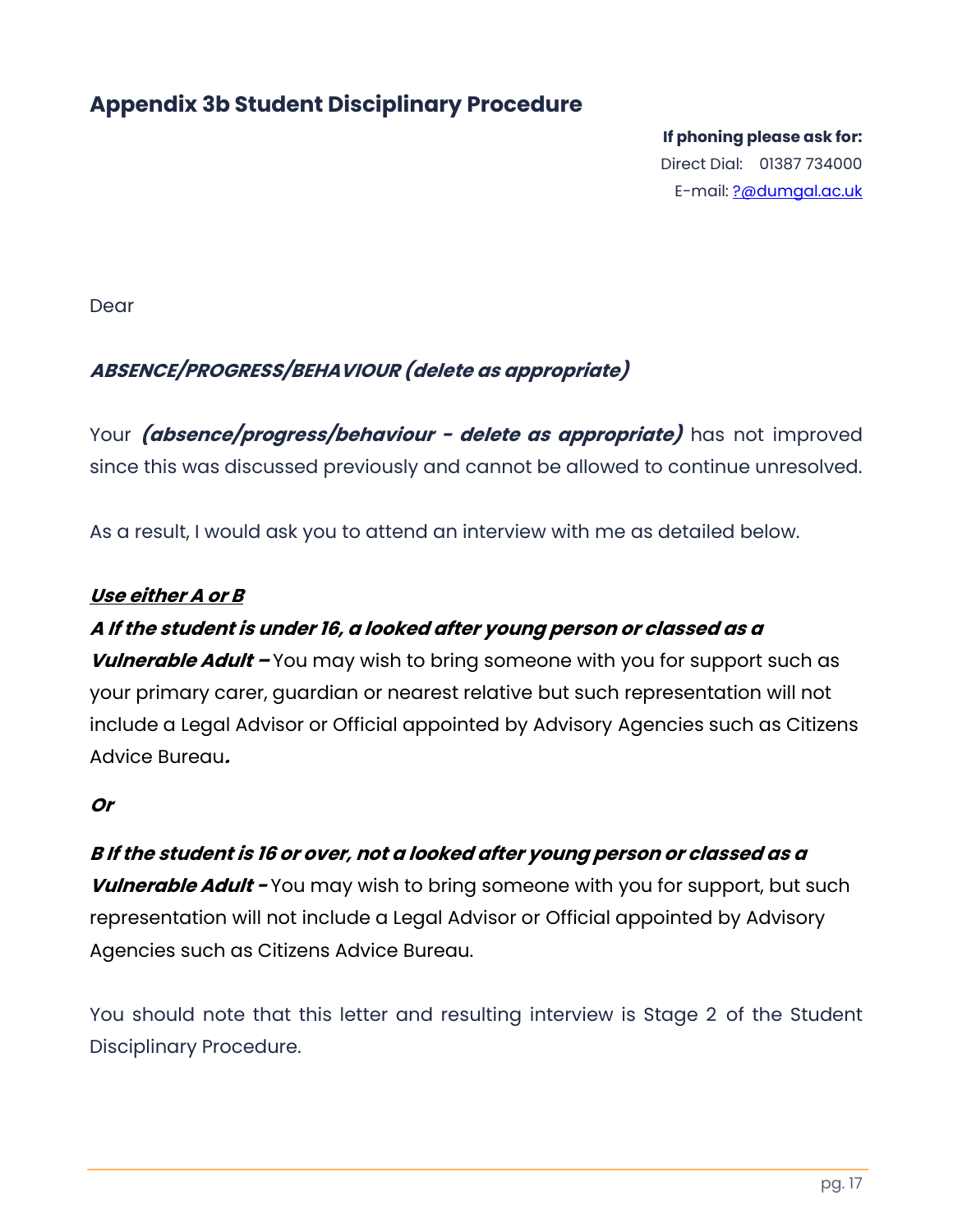## Appendix 3b Student Disciplinary Procedure

**If phoning please ask for:**
Direct Dial: 01387 734000
E-mail: ?@dumgal.ac.uk

Dear

***ABSENCE/PROGRESS/BEHAVIOUR (delete as appropriate)***

Your ***(absence/progress/behaviour - delete as appropriate)*** has not improved since this was discussed previously and cannot be allowed to continue unresolved.

As a result, I would ask you to attend an interview with me as detailed below.

***Use either A or B***

***A If the student is under 16, a looked after young person or classed as a Vulnerable Adult –*** You may wish to bring someone with you for support such as your primary carer, guardian or nearest relative but such representation will not include a Legal Advisor or Official appointed by Advisory Agencies such as Citizens Advice Bureau***.***

***Or***

***B If the student is 16 or over, not a looked after young person or classed as a Vulnerable Adult -*** You may wish to bring someone with you for support, but such representation will not include a Legal Advisor or Official appointed by Advisory Agencies such as Citizens Advice Bureau.

You should note that this letter and resulting interview is Stage 2 of the Student Disciplinary Procedure.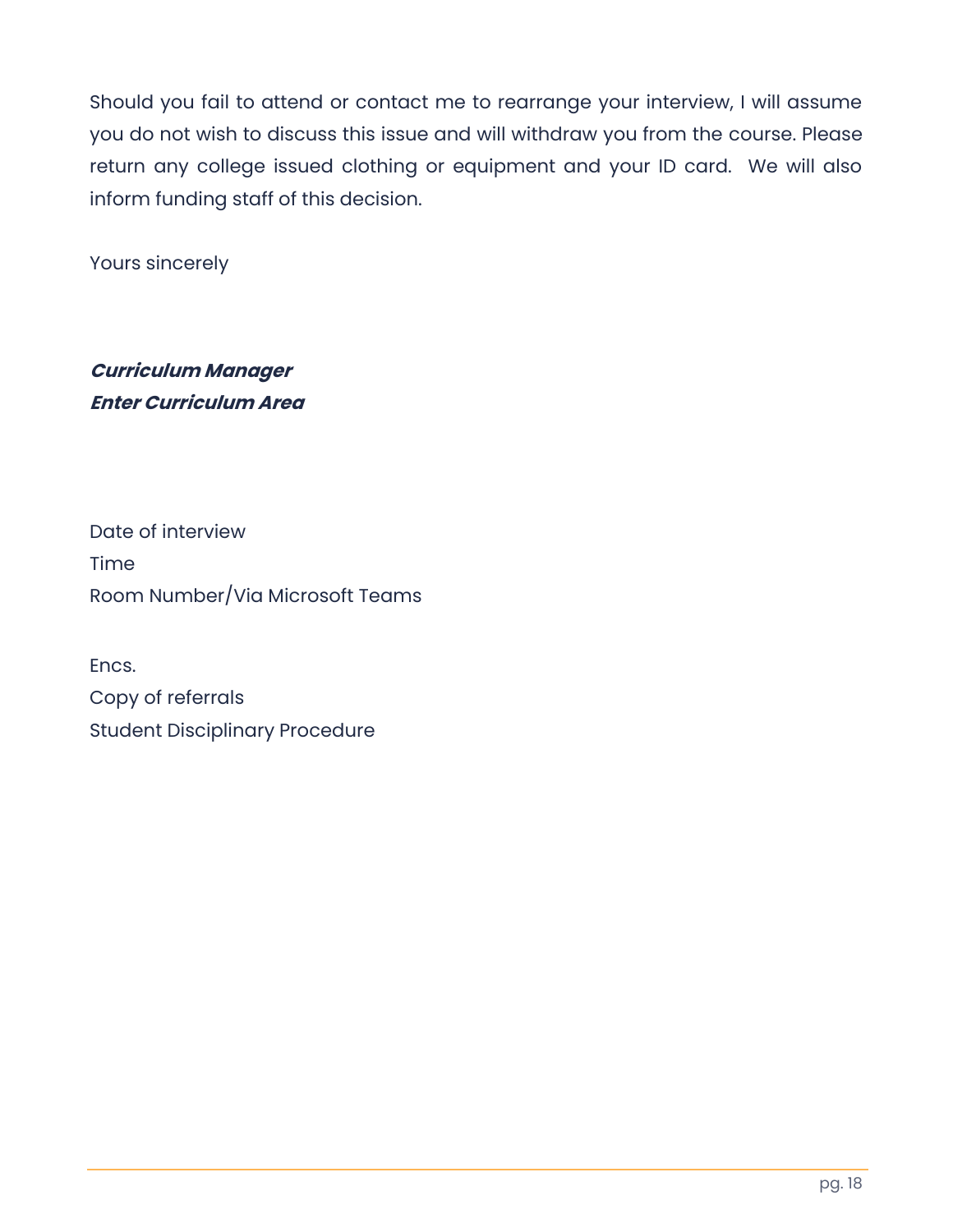Should you fail to attend or contact me to rearrange your interview, I will assume you do not wish to discuss this issue and will withdraw you from the course. Please return any college issued clothing or equipment and your ID card.  We will also inform funding staff of this decision.

Yours sincerely

***Curriculum Manager***  
***Enter Curriculum Area***

Date of interview  
Time  
Room Number/Via Microsoft Teams

Encs.  
Copy of referrals  
Student Disciplinary Procedure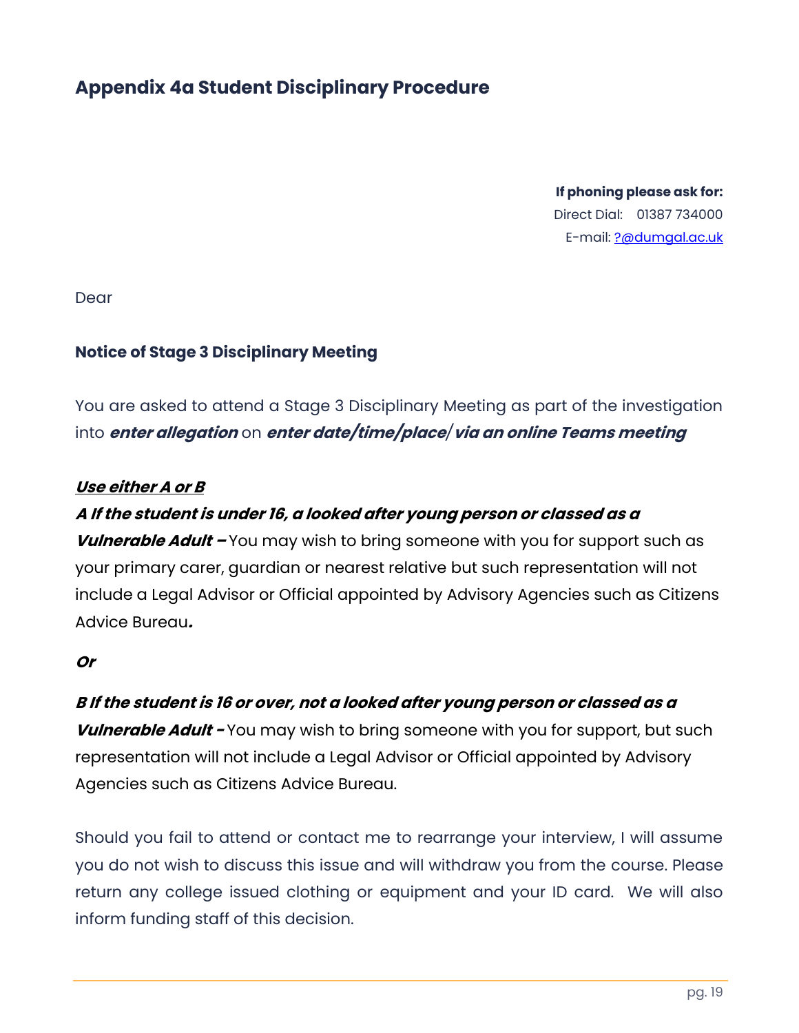## Appendix 4a Student Disciplinary Procedure

**If phoning please ask for:**
Direct Dial: 01387 734000
E-mail: ?@dumgal.ac.uk

Dear

**Notice of Stage 3 Disciplinary Meeting**

You are asked to attend a Stage 3 Disciplinary Meeting as part of the investigation into ***enter allegation*** on ***enter date/time/place/ via an online Teams meeting***

***Use either A or B***

***A If the student is under 16, a looked after young person or classed as a Vulnerable Adult –*** You may wish to bring someone with you for support such as your primary carer, guardian or nearest relative but such representation will not include a Legal Advisor or Official appointed by Advisory Agencies such as Citizens Advice Bureau.

***Or***

***B If the student is 16 or over, not a looked after young person or classed as a Vulnerable Adult -*** You may wish to bring someone with you for support, but such representation will not include a Legal Advisor or Official appointed by Advisory Agencies such as Citizens Advice Bureau.

Should you fail to attend or contact me to rearrange your interview, I will assume you do not wish to discuss this issue and will withdraw you from the course. Please return any college issued clothing or equipment and your ID card. We will also inform funding staff of this decision.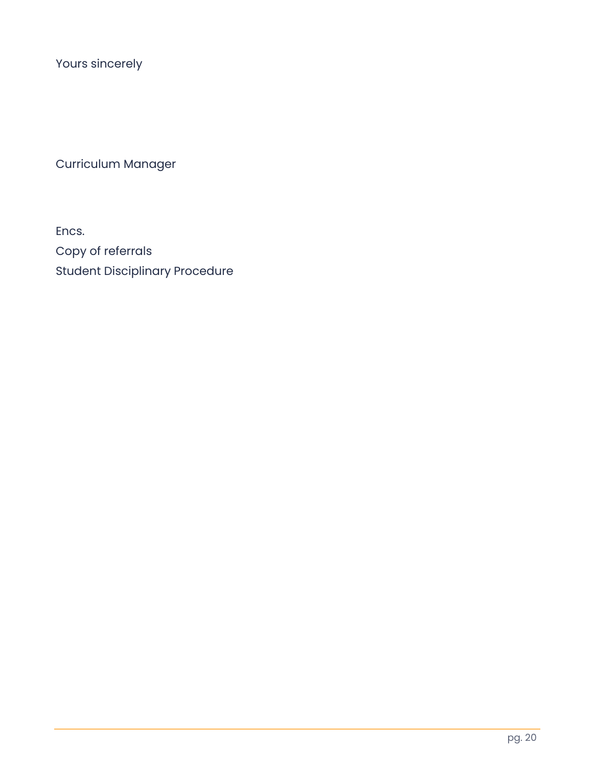Yours sincerely

Curriculum Manager

Encs.

Copy of referrals

Student Disciplinary Procedure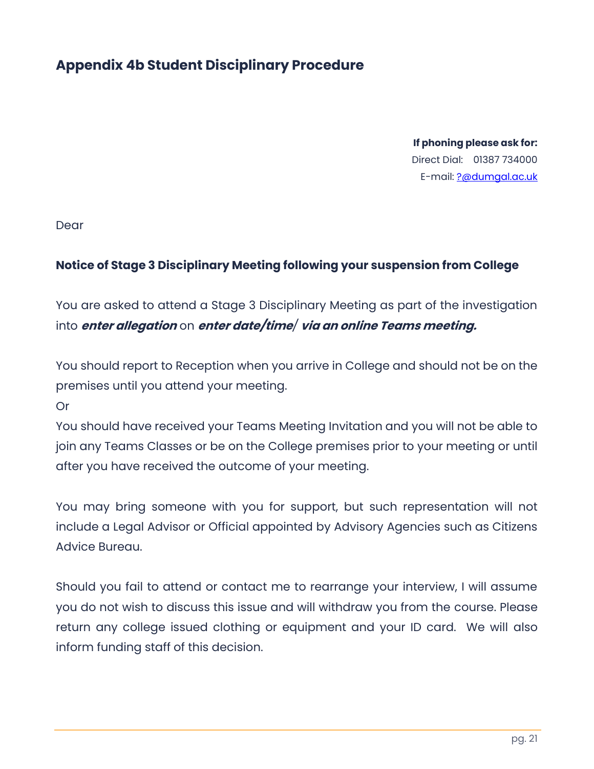## Appendix 4b Student Disciplinary Procedure

**If phoning please ask for:**
Direct Dial: 01387 734000
E-mail: ?@dumgal.ac.uk

Dear

**Notice of Stage 3 Disciplinary Meeting following your suspension from College**

You are asked to attend a Stage 3 Disciplinary Meeting as part of the investigation into ***enter allegation*** on ***enter date/time/ via an online Teams meeting.***

You should report to Reception when you arrive in College and should not be on the premises until you attend your meeting.

Or

You should have received your Teams Meeting Invitation and you will not be able to join any Teams Classes or be on the College premises prior to your meeting or until after you have received the outcome of your meeting.

You may bring someone with you for support, but such representation will not include a Legal Advisor or Official appointed by Advisory Agencies such as Citizens Advice Bureau.

Should you fail to attend or contact me to rearrange your interview, I will assume you do not wish to discuss this issue and will withdraw you from the course. Please return any college issued clothing or equipment and your ID card. We will also inform funding staff of this decision.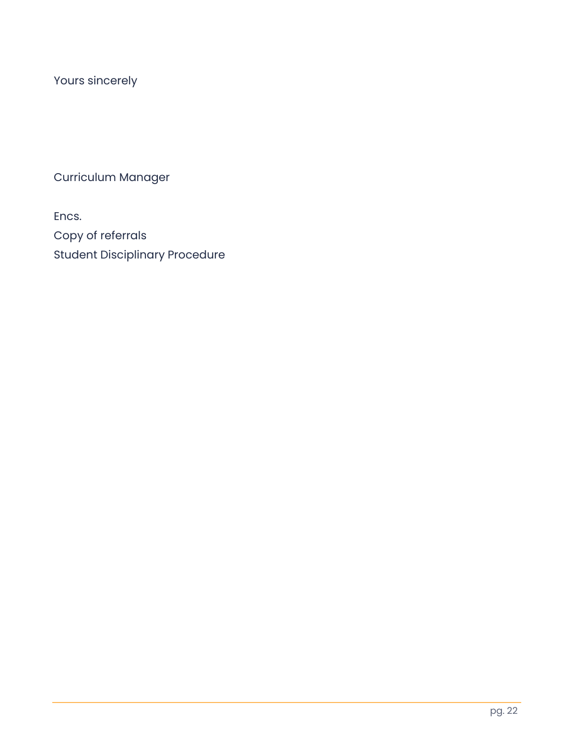Yours sincerely

Curriculum Manager

Encs.
Copy of referrals
Student Disciplinary Procedure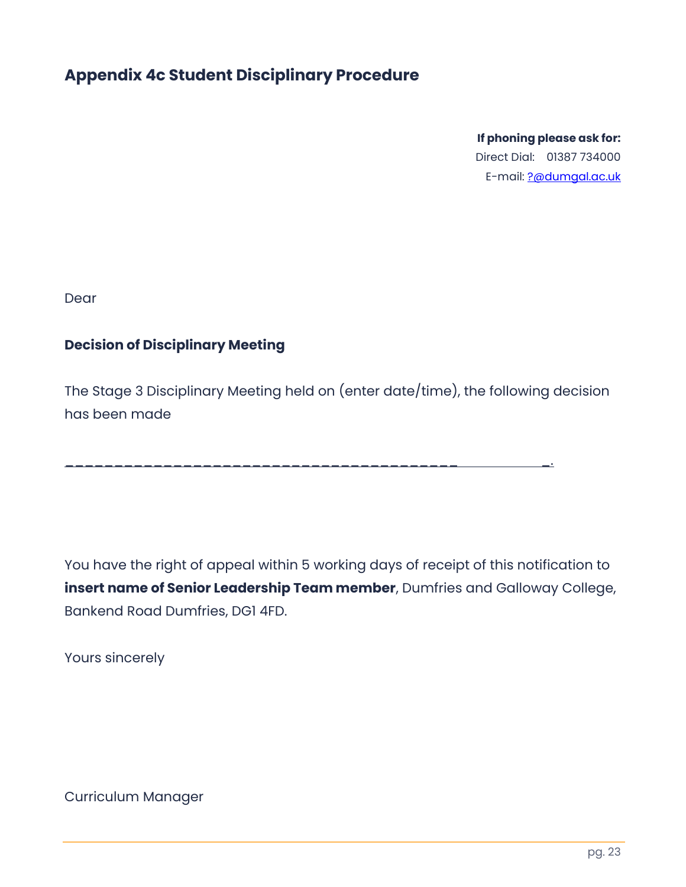## Appendix 4c Student Disciplinary Procedure

**If phoning please ask for:**
Direct Dial: 01387 734000
E-mail: ?@dumgal.ac.uk

Dear

**Decision of Disciplinary Meeting**

The Stage 3 Disciplinary Meeting held on (enter date/time), the following decision has been made

_______________________________________________.

You have the right of appeal within 5 working days of receipt of this notification to **insert name of Senior Leadership Team member**, Dumfries and Galloway College, Bankend Road Dumfries, DG1 4FD.

Yours sincerely

Curriculum Manager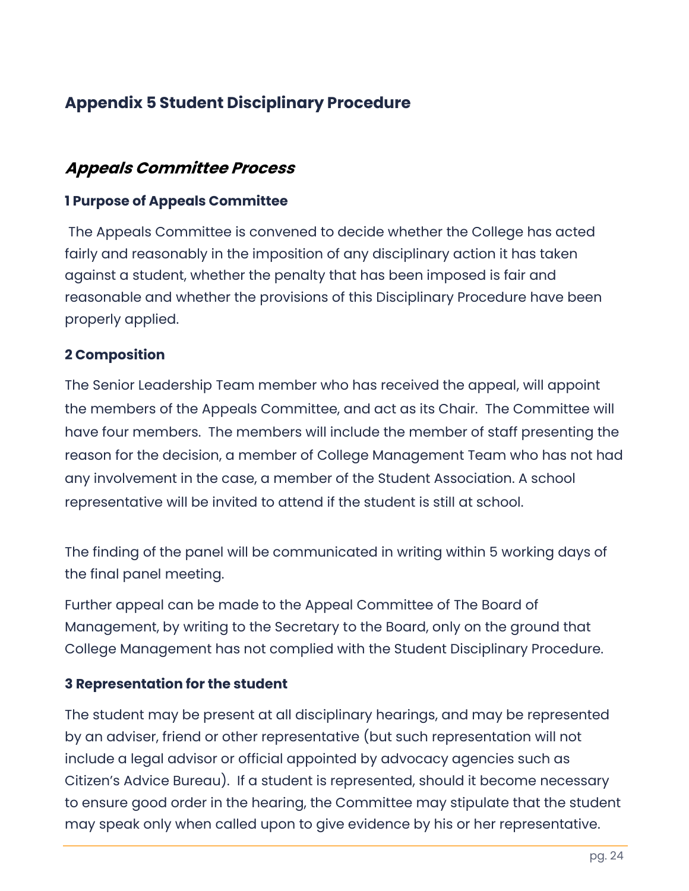## Appendix 5 Student Disciplinary Procedure

### *Appeals Committee Process*

#### 1 Purpose of Appeals Committee

The Appeals Committee is convened to decide whether the College has acted fairly and reasonably in the imposition of any disciplinary action it has taken against a student, whether the penalty that has been imposed is fair and reasonable and whether the provisions of this Disciplinary Procedure have been properly applied.

#### 2 Composition

The Senior Leadership Team member who has received the appeal, will appoint the members of the Appeals Committee, and act as its Chair. The Committee will have four members. The members will include the member of staff presenting the reason for the decision, a member of College Management Team who has not had any involvement in the case, a member of the Student Association. A school representative will be invited to attend if the student is still at school.

The finding of the panel will be communicated in writing within 5 working days of the final panel meeting.

Further appeal can be made to the Appeal Committee of The Board of Management, by writing to the Secretary to the Board, only on the ground that College Management has not complied with the Student Disciplinary Procedure.

#### 3 Representation for the student

The student may be present at all disciplinary hearings, and may be represented by an adviser, friend or other representative (but such representation will not include a legal advisor or official appointed by advocacy agencies such as Citizen's Advice Bureau). If a student is represented, should it become necessary to ensure good order in the hearing, the Committee may stipulate that the student may speak only when called upon to give evidence by his or her representative.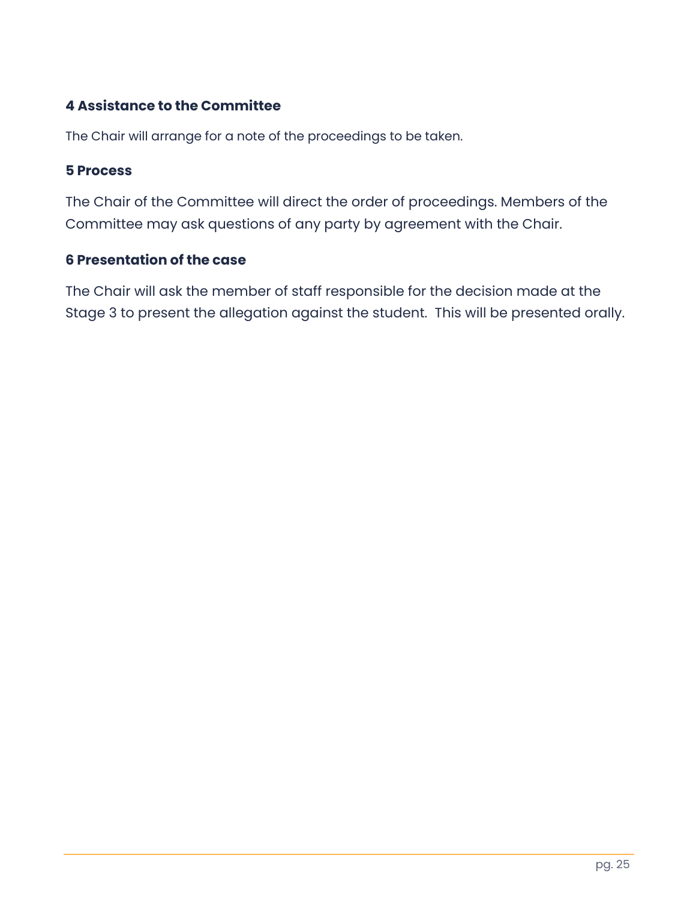### 4 Assistance to the Committee

The Chair will arrange for a note of the proceedings to be taken.

### 5 Process

The Chair of the Committee will direct the order of proceedings. Members of the Committee may ask questions of any party by agreement with the Chair.

### 6 Presentation of the case

The Chair will ask the member of staff responsible for the decision made at the Stage 3 to present the allegation against the student. This will be presented orally.